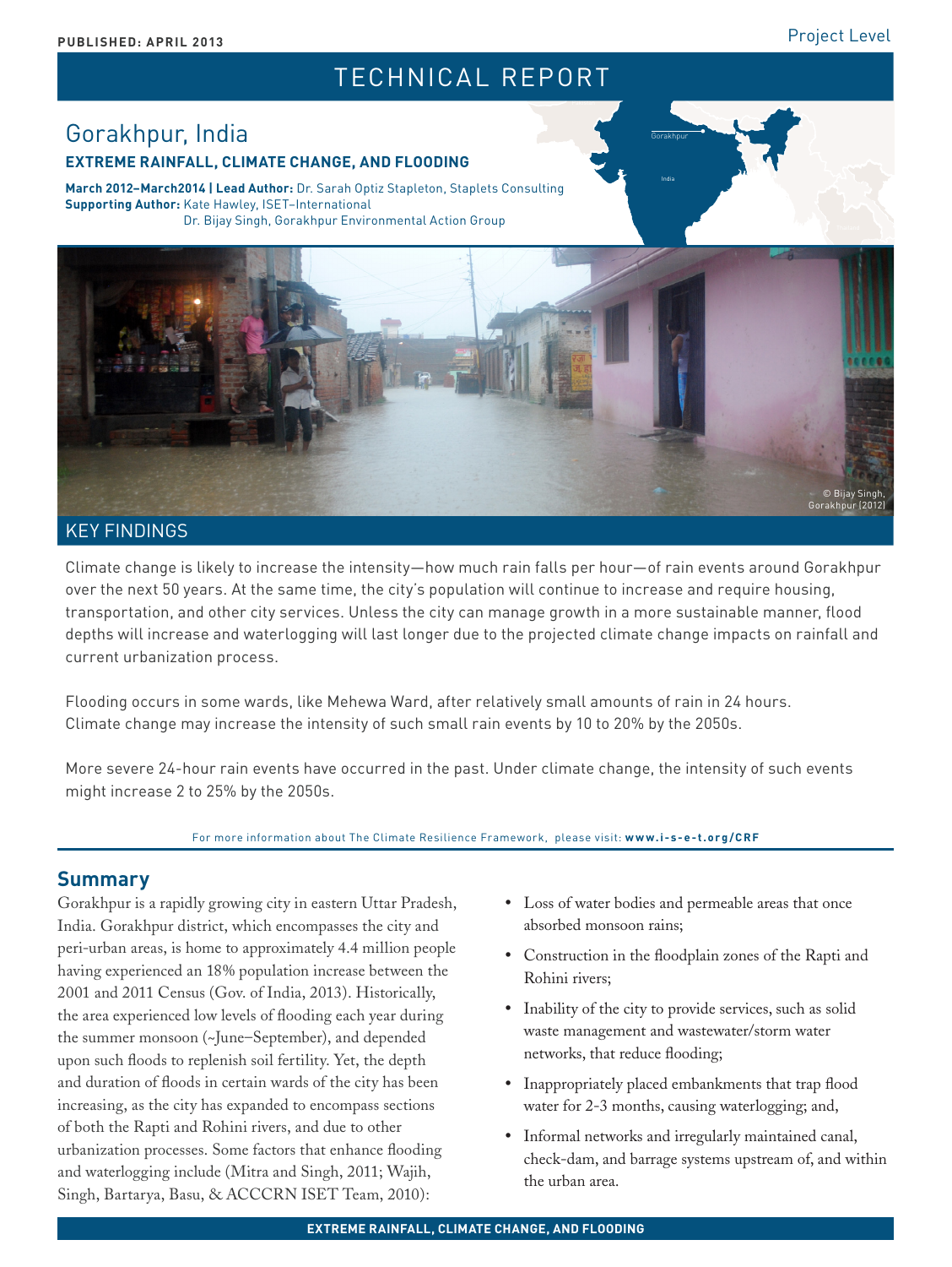**PUBLISHED: APRIL 2013**

Project Level

# TECHNICAL REPORT

## Gorakhpur, India

**EXTREME RAINFALL, CLIMATE CHANGE, AND FLOODING**

**March 2012–March2014 | Lead Author:** Dr. Sarah Optiz Stapleton, Staplets Consulting
**Supporting Author:** Kate Hawley, ISET–International
Dr. Bijay Singh, Gorakhpur Environmental Action Group

© Bijay Singh, Gorakhpur (2012)

## KEY FINDINGS

Climate change is likely to increase the intensity—how much rain falls per hour—of rain events around Gorakhpur over the next 50 years. At the same time, the city's population will continue to increase and require housing, transportation, and other city services. Unless the city can manage growth in a more sustainable manner, flood depths will increase and waterlogging will last longer due to the projected climate change impacts on rainfall and current urbanization process.

Flooding occurs in some wards, like Mehewa Ward, after relatively small amounts of rain in 24 hours. Climate change may increase the intensity of such small rain events by 10 to 20% by the 2050s.

More severe 24-hour rain events have occurred in the past. Under climate change, the intensity of such events might increase 2 to 25% by the 2050s.

For more information about The Climate Resilience Framework, please visit: **www.i-s-e-t.org/CRF**

## Summary

Gorakhpur is a rapidly growing city in eastern Uttar Pradesh, India. Gorakhpur district, which encompasses the city and peri-urban areas, is home to approximately 4.4 million people having experienced an 18% population increase between the 2001 and 2011 Census (Gov. of India, 2013). Historically, the area experienced low levels of flooding each year during the summer monsoon (~June–September), and depended upon such floods to replenish soil fertility. Yet, the depth and duration of floods in certain wards of the city has been increasing, as the city has expanded to encompass sections of both the Rapti and Rohini rivers, and due to other urbanization processes. Some factors that enhance flooding and waterlogging include (Mitra and Singh, 2011; Wajih, Singh, Bartarya, Basu, & ACCCRN ISET Team, 2010):

- Loss of water bodies and permeable areas that once absorbed monsoon rains;
- Construction in the floodplain zones of the Rapti and Rohini rivers;
- Inability of the city to provide services, such as solid waste management and wastewater/storm water networks, that reduce flooding;
- Inappropriately placed embankments that trap flood water for 2-3 months, causing waterlogging; and,
- Informal networks and irregularly maintained canal, check-dam, and barrage systems upstream of, and within the urban area.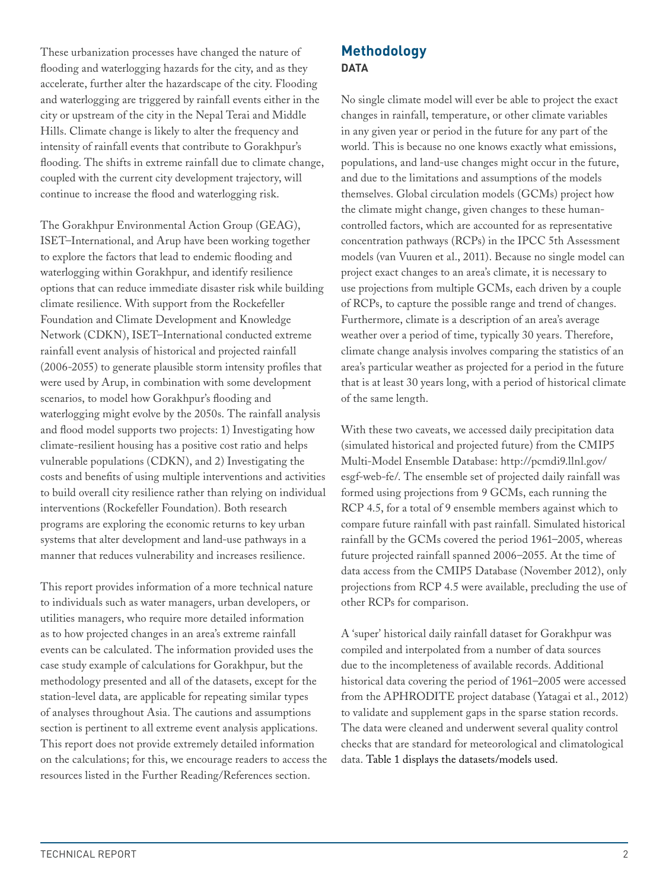These urbanization processes have changed the nature of flooding and waterlogging hazards for the city, and as they accelerate, further alter the hazardscape of the city. Flooding and waterlogging are triggered by rainfall events either in the city or upstream of the city in the Nepal Terai and Middle Hills. Climate change is likely to alter the frequency and intensity of rainfall events that contribute to Gorakhpur's flooding. The shifts in extreme rainfall due to climate change, coupled with the current city development trajectory, will continue to increase the flood and waterlogging risk.

The Gorakhpur Environmental Action Group (GEAG), ISET–International, and Arup have been working together to explore the factors that lead to endemic flooding and waterlogging within Gorakhpur, and identify resilience options that can reduce immediate disaster risk while building climate resilience. With support from the Rockefeller Foundation and Climate Development and Knowledge Network (CDKN), ISET–International conducted extreme rainfall event analysis of historical and projected rainfall (2006-2055) to generate plausible storm intensity profiles that were used by Arup, in combination with some development scenarios, to model how Gorakhpur's flooding and waterlogging might evolve by the 2050s. The rainfall analysis and flood model supports two projects: 1) Investigating how climate-resilient housing has a positive cost ratio and helps vulnerable populations (CDKN), and 2) Investigating the costs and benefits of using multiple interventions and activities to build overall city resilience rather than relying on individual interventions (Rockefeller Foundation). Both research programs are exploring the economic returns to key urban systems that alter development and land-use pathways in a manner that reduces vulnerability and increases resilience.

This report provides information of a more technical nature to individuals such as water managers, urban developers, or utilities managers, who require more detailed information as to how projected changes in an area's extreme rainfall events can be calculated. The information provided uses the case study example of calculations for Gorakhpur, but the methodology presented and all of the datasets, except for the station-level data, are applicable for repeating similar types of analyses throughout Asia. The cautions and assumptions section is pertinent to all extreme event analysis applications. This report does not provide extremely detailed information on the calculations; for this, we encourage readers to access the resources listed in the Further Reading/References section.

## Methodology

### DATA

No single climate model will ever be able to project the exact changes in rainfall, temperature, or other climate variables in any given year or period in the future for any part of the world. This is because no one knows exactly what emissions, populations, and land-use changes might occur in the future, and due to the limitations and assumptions of the models themselves. Global circulation models (GCMs) project how the climate might change, given changes to these human-controlled factors, which are accounted for as representative concentration pathways (RCPs) in the IPCC 5th Assessment models (van Vuuren et al., 2011). Because no single model can project exact changes to an area's climate, it is necessary to use projections from multiple GCMs, each driven by a couple of RCPs, to capture the possible range and trend of changes. Furthermore, climate is a description of an area's average weather over a period of time, typically 30 years. Therefore, climate change analysis involves comparing the statistics of an area's particular weather as projected for a period in the future that is at least 30 years long, with a period of historical climate of the same length.

With these two caveats, we accessed daily precipitation data (simulated historical and projected future) from the CMIP5 Multi-Model Ensemble Database: http://pcmdi9.llnl.gov/esgf-web-fe/. The ensemble set of projected daily rainfall was formed using projections from 9 GCMs, each running the RCP 4.5, for a total of 9 ensemble members against which to compare future rainfall with past rainfall. Simulated historical rainfall by the GCMs covered the period 1961–2005, whereas future projected rainfall spanned 2006–2055. At the time of data access from the CMIP5 Database (November 2012), only projections from RCP 4.5 were available, precluding the use of other RCPs for comparison.

A 'super' historical daily rainfall dataset for Gorakhpur was compiled and interpolated from a number of data sources due to the incompleteness of available records. Additional historical data covering the period of 1961–2005 were accessed from the APHRODITE project database (Yatagai et al., 2012) to validate and supplement gaps in the sparse station records. The data were cleaned and underwent several quality control checks that are standard for meteorological and climatological data. Table 1 displays the datasets/models used.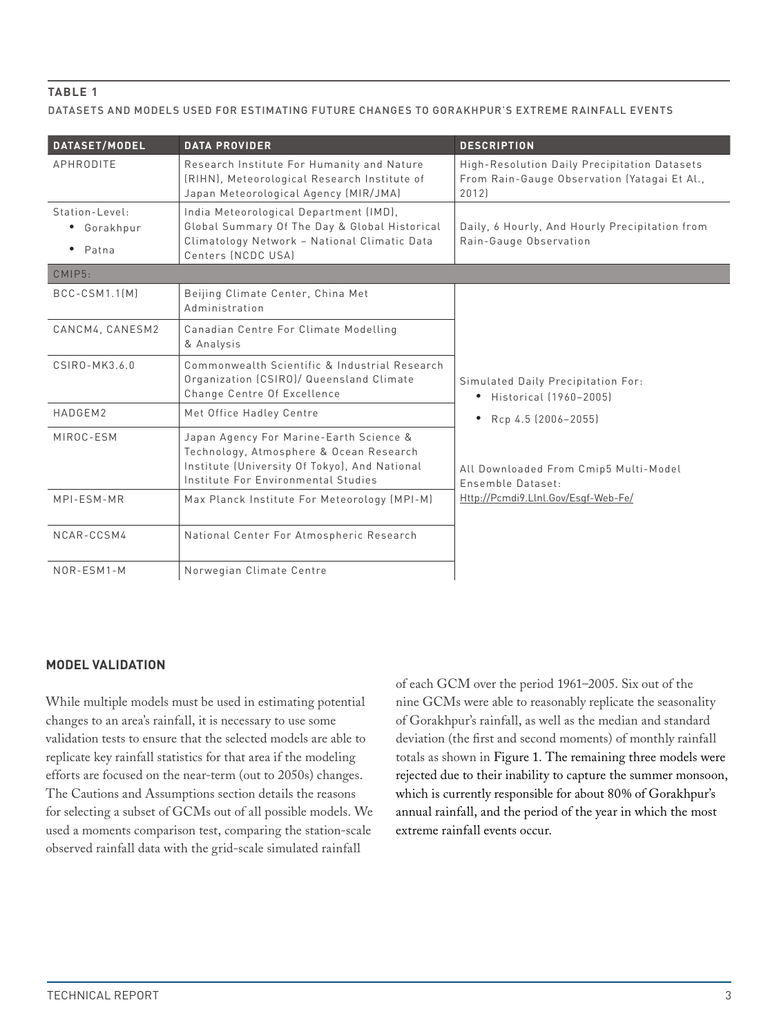**TABLE 1**

DATASETS AND MODELS USED FOR ESTIMATING FUTURE CHANGES TO GORAKHPUR'S EXTREME RAINFALL EVENTS

| DATASET/MODEL | DATA PROVIDER | DESCRIPTION |
| --- | --- | --- |
| APHRODITE | Research Institute For Humanity and Nature (RIHN), Meteorological Research Institute of Japan Meteorological Agency (MIR/JMA) | High-Resolution Daily Precipitation Datasets From Rain-Gauge Observation (Yatagai Et Al., 2012) |
| Station-Level: • Gorakhpur • Patna | India Meteorological Department (IMD), Global Summary Of The Day & Global Historical Climatology Network – National Climatic Data Centers (NCDC USA) | Daily, 6 Hourly, And Hourly Precipitation from Rain-Gauge Observation |
| CMIP5: | | |
| BCC-CSM1.1(M) | Beijing Climate Center, China Met Administration | Simulated Daily Precipitation For: • Historical (1960–2005) • Rcp 4.5 (2006–2055) All Downloaded From Cmip5 Multi-Model Ensemble Dataset: Http://Pcmdi9.Llnl.Gov/Esgf-Web-Fe/ |
| CANCM4, CANESM2 | Canadian Centre For Climate Modelling & Analysis | |
| CSIRO-MK3.6.0 | Commonwealth Scientific & Industrial Research Organization (CSIRO)/ Queensland Climate Change Centre Of Excellence | |
| HADGEM2 | Met Office Hadley Centre | |
| MIROC-ESM | Japan Agency For Marine-Earth Science & Technology, Atmosphere & Ocean Research Institute (University Of Tokyo), And National Institute For Environmental Studies | |
| MPI-ESM-MR | Max Planck Institute For Meteorology (MPI-M) | |
| NCAR-CCSM4 | National Center For Atmospheric Research | |
| NOR-ESM1-M | Norwegian Climate Centre | |

## MODEL VALIDATION

While multiple models must be used in estimating potential changes to an area's rainfall, it is necessary to use some validation tests to ensure that the selected models are able to replicate key rainfall statistics for that area if the modeling efforts are focused on the near-term (out to 2050s) changes. The Cautions and Assumptions section details the reasons for selecting a subset of GCMs out of all possible models. We used a moments comparison test, comparing the station-scale observed rainfall data with the grid-scale simulated rainfall of each GCM over the period 1961–2005. Six out of the nine GCMs were able to reasonably replicate the seasonality of Gorakhpur's rainfall, as well as the median and standard deviation (the first and second moments) of monthly rainfall totals as shown in Figure 1. The remaining three models were rejected due to their inability to capture the summer monsoon, which is currently responsible for about 80% of Gorakhpur's annual rainfall, and the period of the year in which the most extreme rainfall events occur.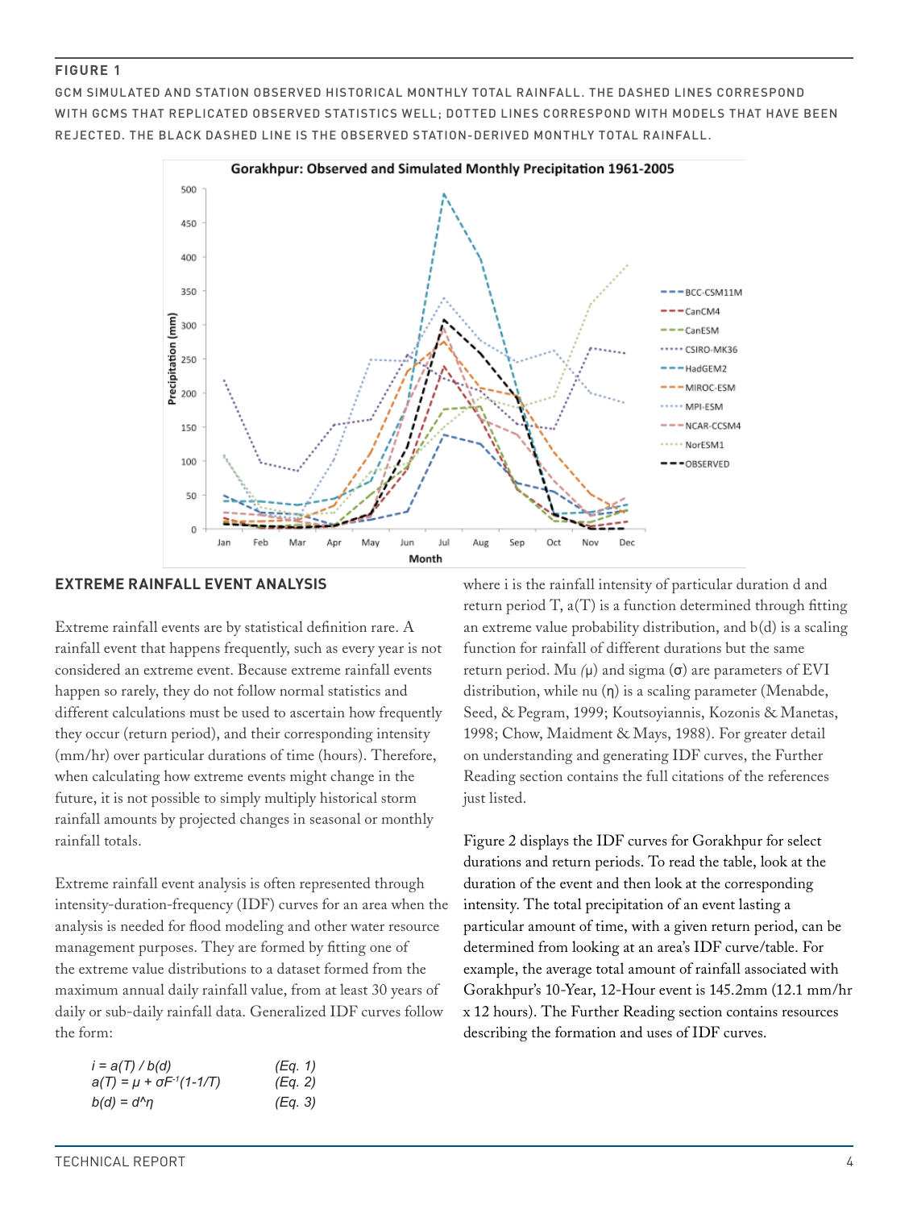**FIGURE 1**

GCM SIMULATED AND STATION OBSERVED HISTORICAL MONTHLY TOTAL RAINFALL. THE DASHED LINES CORRESPOND WITH GCMS THAT REPLICATED OBSERVED STATISTICS WELL; DOTTED LINES CORRESPOND WITH MODELS THAT HAVE BEEN REJECTED. THE BLACK DASHED LINE IS THE OBSERVED STATION-DERIVED MONTHLY TOTAL RAINFALL.

## EXTREME RAINFALL EVENT ANALYSIS

Extreme rainfall events are by statistical definition rare. A rainfall event that happens frequently, such as every year is not considered an extreme event. Because extreme rainfall events happen so rarely, they do not follow normal statistics and different calculations must be used to ascertain how frequently they occur (return period), and their corresponding intensity (mm/hr) over particular durations of time (hours). Therefore, when calculating how extreme events might change in the future, it is not possible to simply multiply historical storm rainfall amounts by projected changes in seasonal or monthly rainfall totals.

Extreme rainfall event analysis is often represented through intensity-duration-frequency (IDF) curves for an area when the analysis is needed for flood modeling and other water resource management purposes. They are formed by fitting one of the extreme value distributions to a dataset formed from the maximum annual daily rainfall value, from at least 30 years of daily or sub-daily rainfall data. Generalized IDF curves follow the form:

$$i = a(T) / b(d) \qquad (Eq. 1)$$

$$a(T) = \mu + \sigma F^{-1}(1-1/T) \qquad (Eq. 2)$$

$$b(d) = d^{\eta} \qquad (Eq. 3)$$

where i is the rainfall intensity of particular duration d and return period T, a(T) is a function determined through fitting an extreme value probability distribution, and b(d) is a scaling function for rainfall of different durations but the same return period. Mu ($\mu$) and sigma ($\sigma$) are parameters of EVI distribution, while nu ($\eta$) is a scaling parameter (Menabde, Seed, & Pegram, 1999; Koutsoyiannis, Kozonis & Manetas, 1998; Chow, Maidment & Mays, 1988). For greater detail on understanding and generating IDF curves, the Further Reading section contains the full citations of the references just listed.

Figure 2 displays the IDF curves for Gorakhpur for select durations and return periods. To read the table, look at the duration of the event and then look at the corresponding intensity. The total precipitation of an event lasting a particular amount of time, with a given return period, can be determined from looking at an area's IDF curve/table. For example, the average total amount of rainfall associated with Gorakhpur's 10-Year, 12-Hour event is 145.2mm (12.1 mm/hr x 12 hours). The Further Reading section contains resources describing the formation and uses of IDF curves.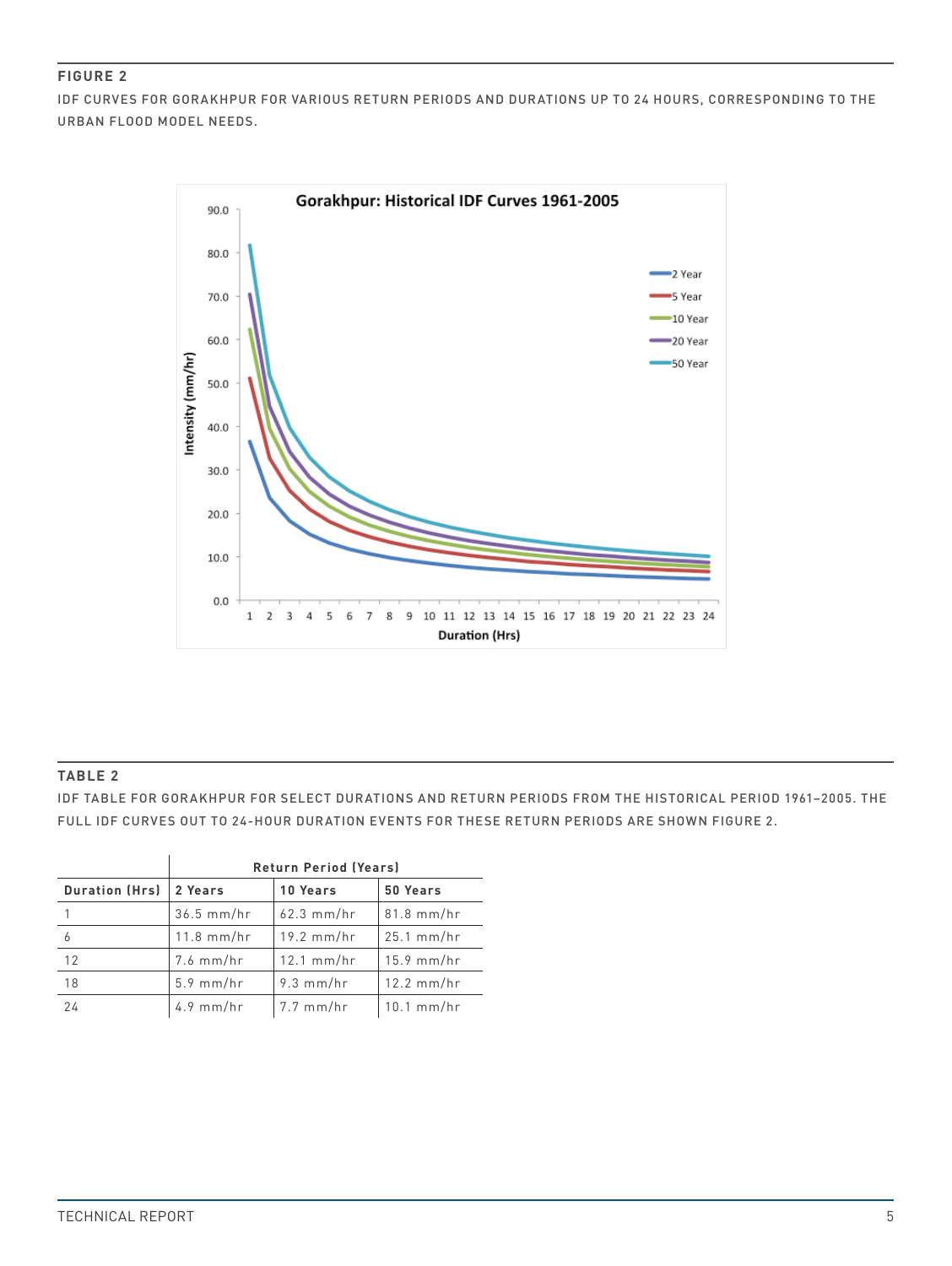**FIGURE 2**

IDF CURVES FOR GORAKHPUR FOR VARIOUS RETURN PERIODS AND DURATIONS UP TO 24 HOURS, CORRESPONDING TO THE URBAN FLOOD MODEL NEEDS.

**TABLE 2**

IDF TABLE FOR GORAKHPUR FOR SELECT DURATIONS AND RETURN PERIODS FROM THE HISTORICAL PERIOD 1961–2005. THE FULL IDF CURVES OUT TO 24-HOUR DURATION EVENTS FOR THESE RETURN PERIODS ARE SHOWN FIGURE 2.

| | Return Period (Years) | | |
|---|---|---|---|
| **Duration (Hrs)** | **2 Years** | **10 Years** | **50 Years** |
| 1 | 36.5 mm/hr | 62.3 mm/hr | 81.8 mm/hr |
| 6 | 11.8 mm/hr | 19.2 mm/hr | 25.1 mm/hr |
| 12 | 7.6 mm/hr | 12.1 mm/hr | 15.9 mm/hr |
| 18 | 5.9 mm/hr | 9.3 mm/hr | 12.2 mm/hr |
| 24 | 4.9 mm/hr | 7.7 mm/hr | 10.1 mm/hr |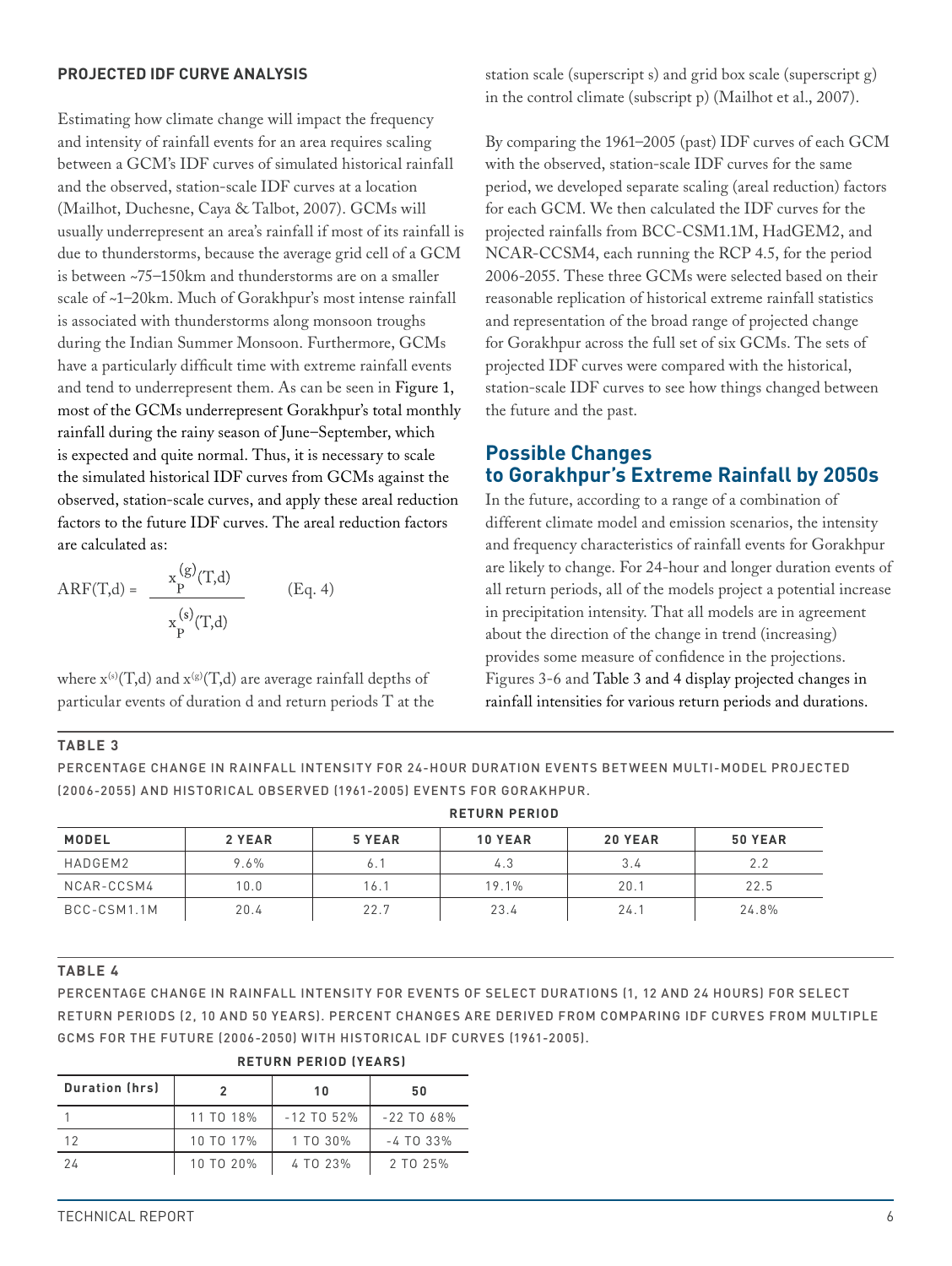#### PROJECTED IDF CURVE ANALYSIS

Estimating how climate change will impact the frequency and intensity of rainfall events for an area requires scaling between a GCM's IDF curves of simulated historical rainfall and the observed, station-scale IDF curves at a location (Mailhot, Duchesne, Caya & Talbot, 2007). GCMs will usually underrepresent an area's rainfall if most of its rainfall is due to thunderstorms, because the average grid cell of a GCM is between ~75–150km and thunderstorms are on a smaller scale of ~1–20km. Much of Gorakhpur's most intense rainfall is associated with thunderstorms along monsoon troughs during the Indian Summer Monsoon. Furthermore, GCMs have a particularly difficult time with extreme rainfall events and tend to underrepresent them. As can be seen in Figure 1, most of the GCMs underrepresent Gorakhpur's total monthly rainfall during the rainy season of June–September, which is expected and quite normal. Thus, it is necessary to scale the simulated historical IDF curves from GCMs against the observed, station-scale curves, and apply these areal reduction factors to the future IDF curves. The areal reduction factors are calculated as:

$$ARF(T,d) = \frac{x_p^{(g)}(T,d)}{x_p^{(s)}(T,d)} \qquad \text{(Eq. 4)}$$

where $x^{(s)}(T,d)$ and $x^{(g)}(T,d)$ are average rainfall depths of particular events of duration d and return periods T at the station scale (superscript s) and grid box scale (superscript g) in the control climate (subscript p) (Mailhot et al., 2007).

By comparing the 1961–2005 (past) IDF curves of each GCM with the observed, station-scale IDF curves for the same period, we developed separate scaling (areal reduction) factors for each GCM. We then calculated the IDF curves for the projected rainfalls from BCC-CSM1.1M, HadGEM2, and NCAR-CCSM4, each running the RCP 4.5, for the period 2006-2055. These three GCMs were selected based on their reasonable replication of historical extreme rainfall statistics and representation of the broad range of projected change for Gorakhpur across the full set of six GCMs. The sets of projected IDF curves were compared with the historical, station-scale IDF curves to see how things changed between the future and the past.

## Possible Changes to Gorakhpur's Extreme Rainfall by 2050s

In the future, according to a range of a combination of different climate model and emission scenarios, the intensity and frequency characteristics of rainfall events for Gorakhpur are likely to change. For 24-hour and longer duration events of all return periods, all of the models project a potential increase in precipitation intensity. That all models are in agreement about the direction of the change in trend (increasing) provides some measure of confidence in the projections. Figures 3-6 and Table 3 and 4 display projected changes in rainfall intensities for various return periods and durations.

**TABLE 3**

PERCENTAGE CHANGE IN RAINFALL INTENSITY FOR 24-HOUR DURATION EVENTS BETWEEN MULTI-MODEL PROJECTED (2006-2055) AND HISTORICAL OBSERVED (1961-2005) EVENTS FOR GORAKHPUR.

| | RETURN PERIOD | | | | |
|---|---|---|---|---|---|
| MODEL | 2 YEAR | 5 YEAR | 10 YEAR | 20 YEAR | 50 YEAR |
| HADGEM2 | 9.6% | 6.1 | 4.3 | 3.4 | 2.2 |
| NCAR-CCSM4 | 10.0 | 16.1 | 19.1% | 20.1 | 22.5 |
| BCC-CSM1.1M | 20.4 | 22.7 | 23.4 | 24.1 | 24.8% |

**TABLE 4**

PERCENTAGE CHANGE IN RAINFALL INTENSITY FOR EVENTS OF SELECT DURATIONS (1, 12 AND 24 HOURS) FOR SELECT RETURN PERIODS (2, 10 AND 50 YEARS). PERCENT CHANGES ARE DERIVED FROM COMPARING IDF CURVES FROM MULTIPLE GCMS FOR THE FUTURE (2006-2050) WITH HISTORICAL IDF CURVES (1961-2005).

| | RETURN PERIOD (YEARS) | | |
|---|---|---|---|
| Duration (hrs) | 2 | 10 | 50 |
| 1 | 11 TO 18% | -12 TO 52% | -22 TO 68% |
| 12 | 10 TO 17% | 1 TO 30% | -4 TO 33% |
| 24 | 10 TO 20% | 4 TO 23% | 2 TO 25% |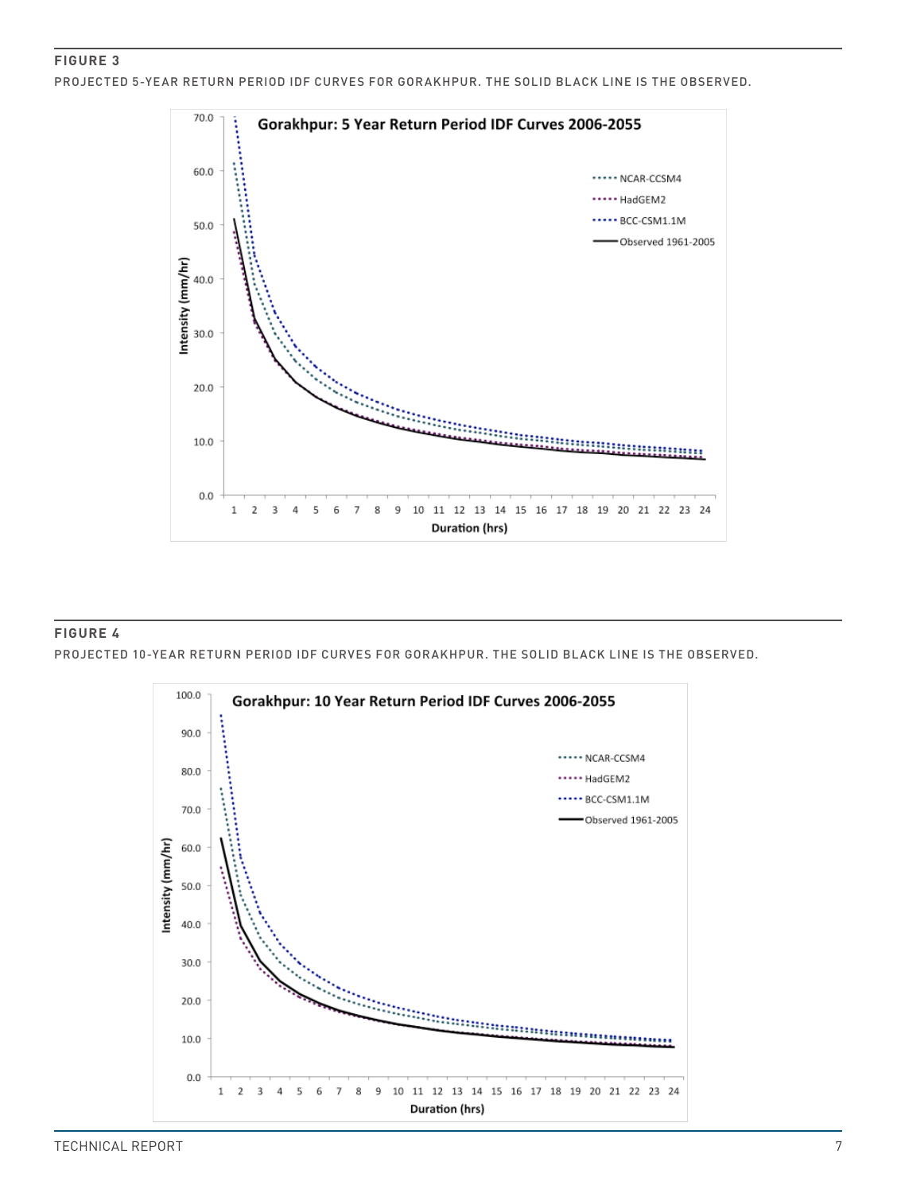**FIGURE 3**

PROJECTED 5-YEAR RETURN PERIOD IDF CURVES FOR GORAKHPUR. THE SOLID BLACK LINE IS THE OBSERVED.

**FIGURE 4**

PROJECTED 10-YEAR RETURN PERIOD IDF CURVES FOR GORAKHPUR. THE SOLID BLACK LINE IS THE OBSERVED.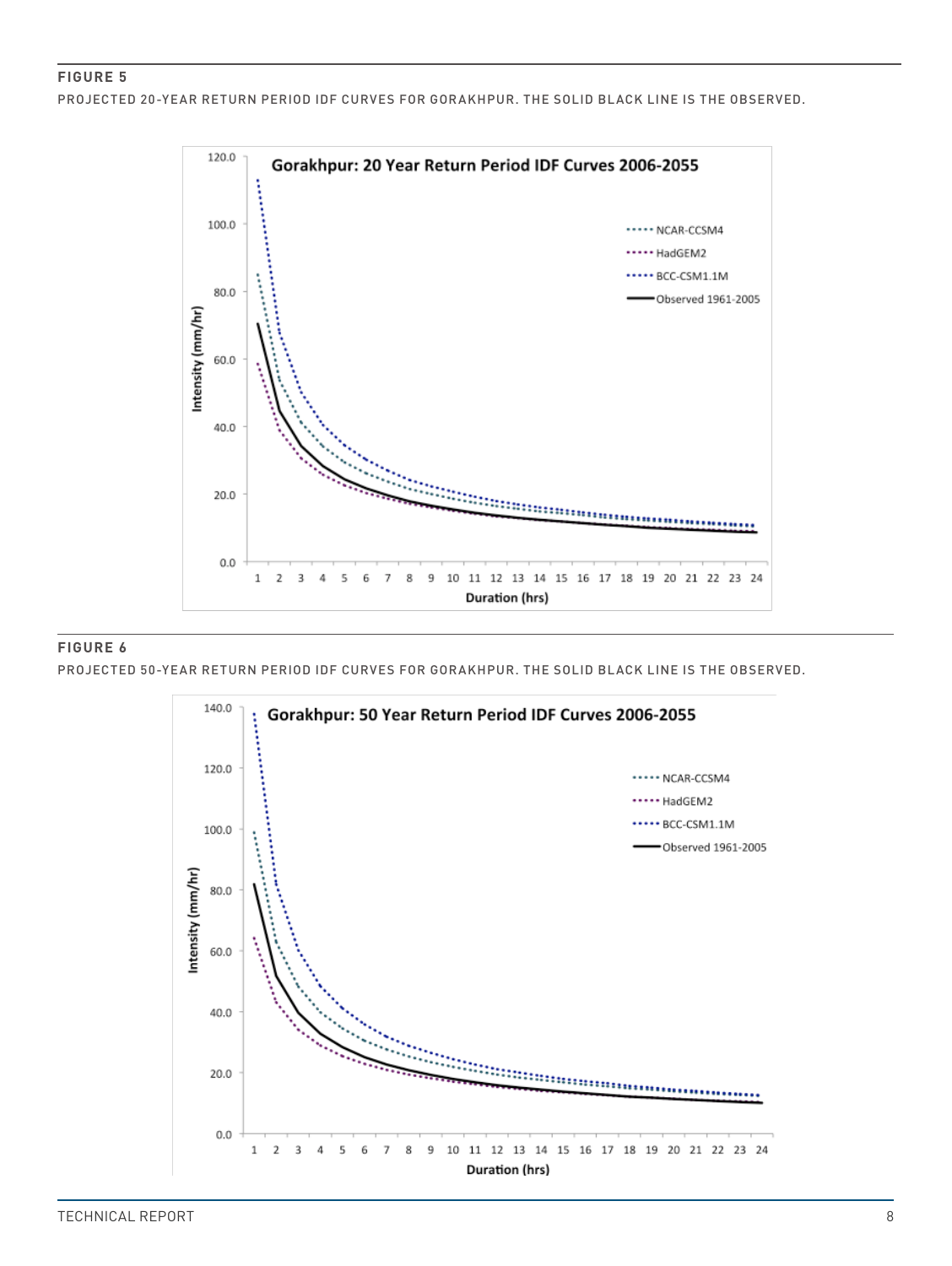**FIGURE 5**

PROJECTED 20-YEAR RETURN PERIOD IDF CURVES FOR GORAKHPUR. THE SOLID BLACK LINE IS THE OBSERVED.

**FIGURE 6**

PROJECTED 50-YEAR RETURN PERIOD IDF CURVES FOR GORAKHPUR. THE SOLID BLACK LINE IS THE OBSERVED.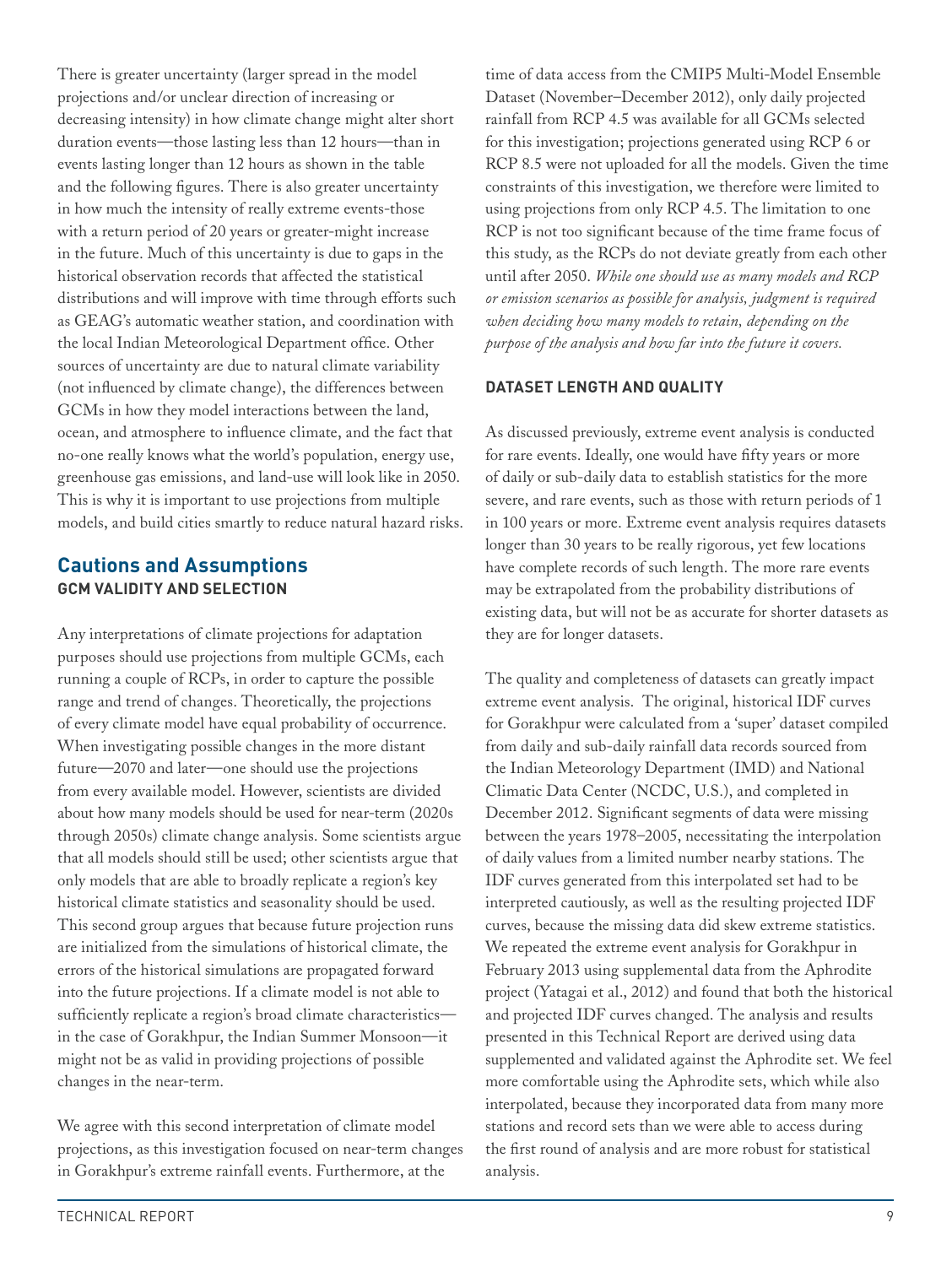There is greater uncertainty (larger spread in the model projections and/or unclear direction of increasing or decreasing intensity) in how climate change might alter short duration events—those lasting less than 12 hours—than in events lasting longer than 12 hours as shown in the table and the following figures. There is also greater uncertainty in how much the intensity of really extreme events-those with a return period of 20 years or greater-might increase in the future. Much of this uncertainty is due to gaps in the historical observation records that affected the statistical distributions and will improve with time through efforts such as GEAG's automatic weather station, and coordination with the local Indian Meteorological Department office. Other sources of uncertainty are due to natural climate variability (not influenced by climate change), the differences between GCMs in how they model interactions between the land, ocean, and atmosphere to influence climate, and the fact that no-one really knows what the world's population, energy use, greenhouse gas emissions, and land-use will look like in 2050. This is why it is important to use projections from multiple models, and build cities smartly to reduce natural hazard risks.

## Cautions and Assumptions

### GCM VALIDITY AND SELECTION

Any interpretations of climate projections for adaptation purposes should use projections from multiple GCMs, each running a couple of RCPs, in order to capture the possible range and trend of changes. Theoretically, the projections of every climate model have equal probability of occurrence. When investigating possible changes in the more distant future—2070 and later—one should use the projections from every available model. However, scientists are divided about how many models should be used for near-term (2020s through 2050s) climate change analysis. Some scientists argue that all models should still be used; other scientists argue that only models that are able to broadly replicate a region's key historical climate statistics and seasonality should be used. This second group argues that because future projection runs are initialized from the simulations of historical climate, the errors of the historical simulations are propagated forward into the future projections. If a climate model is not able to sufficiently replicate a region's broad climate characteristics—in the case of Gorakhpur, the Indian Summer Monsoon—it might not be as valid in providing projections of possible changes in the near-term.

We agree with this second interpretation of climate model projections, as this investigation focused on near-term changes in Gorakhpur's extreme rainfall events. Furthermore, at the time of data access from the CMIP5 Multi-Model Ensemble Dataset (November–December 2012), only daily projected rainfall from RCP 4.5 was available for all GCMs selected for this investigation; projections generated using RCP 6 or RCP 8.5 were not uploaded for all the models. Given the time constraints of this investigation, we therefore were limited to using projections from only RCP 4.5. The limitation to one RCP is not too significant because of the time frame focus of this study, as the RCPs do not deviate greatly from each other until after 2050. *While one should use as many models and RCP or emission scenarios as possible for analysis, judgment is required when deciding how many models to retain, depending on the purpose of the analysis and how far into the future it covers.*

### DATASET LENGTH AND QUALITY

As discussed previously, extreme event analysis is conducted for rare events. Ideally, one would have fifty years or more of daily or sub-daily data to establish statistics for the more severe, and rare events, such as those with return periods of 1 in 100 years or more. Extreme event analysis requires datasets longer than 30 years to be really rigorous, yet few locations have complete records of such length. The more rare events may be extrapolated from the probability distributions of existing data, but will not be as accurate for shorter datasets as they are for longer datasets.

The quality and completeness of datasets can greatly impact extreme event analysis. The original, historical IDF curves for Gorakhpur were calculated from a 'super' dataset compiled from daily and sub-daily rainfall data records sourced from the Indian Meteorology Department (IMD) and National Climatic Data Center (NCDC, U.S.), and completed in December 2012. Significant segments of data were missing between the years 1978–2005, necessitating the interpolation of daily values from a limited number nearby stations. The IDF curves generated from this interpolated set had to be interpreted cautiously, as well as the resulting projected IDF curves, because the missing data did skew extreme statistics. We repeated the extreme event analysis for Gorakhpur in February 2013 using supplemental data from the Aphrodite project (Yatagai et al., 2012) and found that both the historical and projected IDF curves changed. The analysis and results presented in this Technical Report are derived using data supplemented and validated against the Aphrodite set. We feel more comfortable using the Aphrodite sets, which while also interpolated, because they incorporated data from many more stations and record sets than we were able to access during the first round of analysis and are more robust for statistical analysis.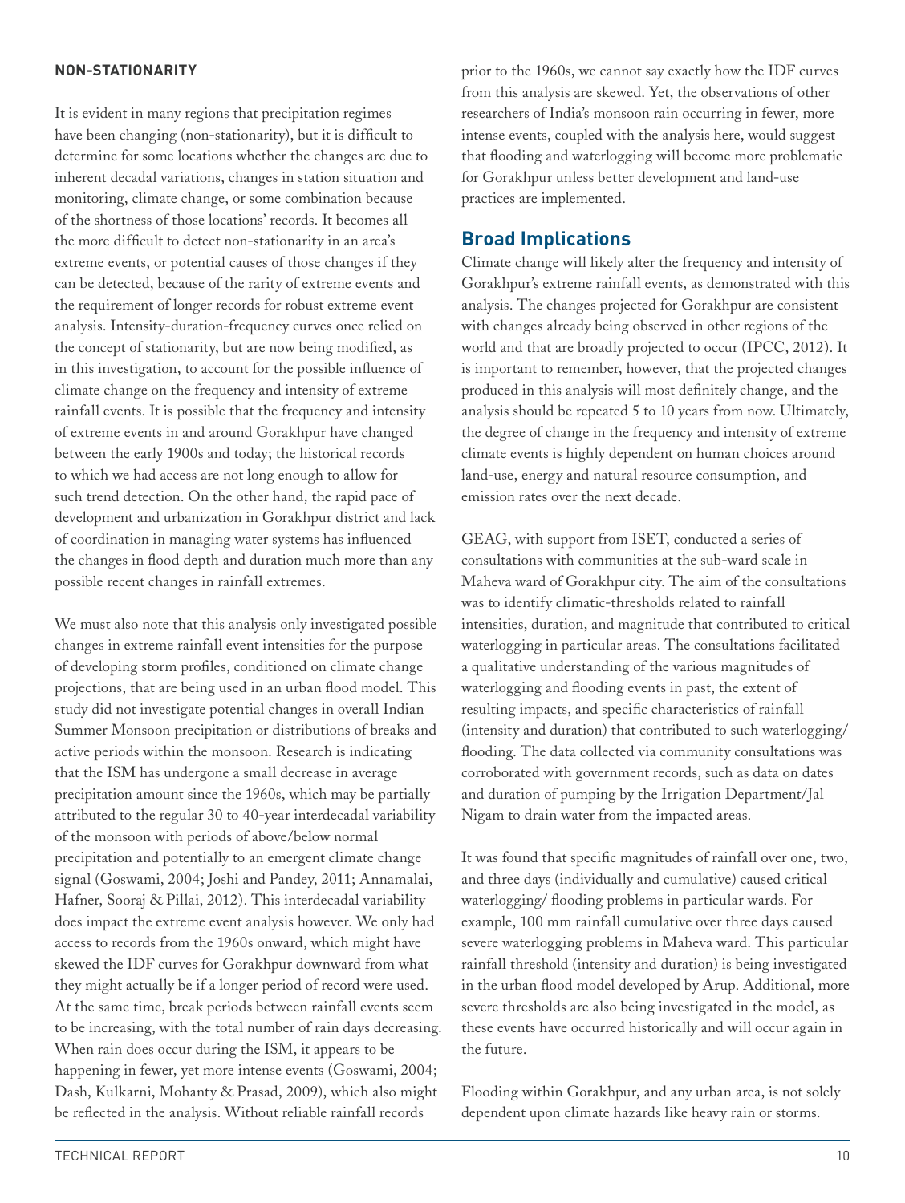### NON-STATIONARITY

It is evident in many regions that precipitation regimes have been changing (non-stationarity), but it is difficult to determine for some locations whether the changes are due to inherent decadal variations, changes in station situation and monitoring, climate change, or some combination because of the shortness of those locations' records. It becomes all the more difficult to detect non-stationarity in an area's extreme events, or potential causes of those changes if they can be detected, because of the rarity of extreme events and the requirement of longer records for robust extreme event analysis. Intensity-duration-frequency curves once relied on the concept of stationarity, but are now being modified, as in this investigation, to account for the possible influence of climate change on the frequency and intensity of extreme rainfall events. It is possible that the frequency and intensity of extreme events in and around Gorakhpur have changed between the early 1900s and today; the historical records to which we had access are not long enough to allow for such trend detection. On the other hand, the rapid pace of development and urbanization in Gorakhpur district and lack of coordination in managing water systems has influenced the changes in flood depth and duration much more than any possible recent changes in rainfall extremes.

We must also note that this analysis only investigated possible changes in extreme rainfall event intensities for the purpose of developing storm profiles, conditioned on climate change projections, that are being used in an urban flood model. This study did not investigate potential changes in overall Indian Summer Monsoon precipitation or distributions of breaks and active periods within the monsoon. Research is indicating that the ISM has undergone a small decrease in average precipitation amount since the 1960s, which may be partially attributed to the regular 30 to 40-year interdecadal variability of the monsoon with periods of above/below normal precipitation and potentially to an emergent climate change signal (Goswami, 2004; Joshi and Pandey, 2011; Annamalai, Hafner, Sooraj & Pillai, 2012). This interdecadal variability does impact the extreme event analysis however. We only had access to records from the 1960s onward, which might have skewed the IDF curves for Gorakhpur downward from what they might actually be if a longer period of record were used. At the same time, break periods between rainfall events seem to be increasing, with the total number of rain days decreasing. When rain does occur during the ISM, it appears to be happening in fewer, yet more intense events (Goswami, 2004; Dash, Kulkarni, Mohanty & Prasad, 2009), which also might be reflected in the analysis. Without reliable rainfall records prior to the 1960s, we cannot say exactly how the IDF curves from this analysis are skewed. Yet, the observations of other researchers of India's monsoon rain occurring in fewer, more intense events, coupled with the analysis here, would suggest that flooding and waterlogging will become more problematic for Gorakhpur unless better development and land-use practices are implemented.

## Broad Implications

Climate change will likely alter the frequency and intensity of Gorakhpur's extreme rainfall events, as demonstrated with this analysis. The changes projected for Gorakhpur are consistent with changes already being observed in other regions of the world and that are broadly projected to occur (IPCC, 2012). It is important to remember, however, that the projected changes produced in this analysis will most definitely change, and the analysis should be repeated 5 to 10 years from now. Ultimately, the degree of change in the frequency and intensity of extreme climate events is highly dependent on human choices around land-use, energy and natural resource consumption, and emission rates over the next decade.

GEAG, with support from ISET, conducted a series of consultations with communities at the sub-ward scale in Maheva ward of Gorakhpur city. The aim of the consultations was to identify climatic-thresholds related to rainfall intensities, duration, and magnitude that contributed to critical waterlogging in particular areas. The consultations facilitated a qualitative understanding of the various magnitudes of waterlogging and flooding events in past, the extent of resulting impacts, and specific characteristics of rainfall (intensity and duration) that contributed to such waterlogging/ flooding. The data collected via community consultations was corroborated with government records, such as data on dates and duration of pumping by the Irrigation Department/Jal Nigam to drain water from the impacted areas.

It was found that specific magnitudes of rainfall over one, two, and three days (individually and cumulative) caused critical waterlogging/ flooding problems in particular wards. For example, 100 mm rainfall cumulative over three days caused severe waterlogging problems in Maheva ward. This particular rainfall threshold (intensity and duration) is being investigated in the urban flood model developed by Arup. Additional, more severe thresholds are also being investigated in the model, as these events have occurred historically and will occur again in the future.

Flooding within Gorakhpur, and any urban area, is not solely dependent upon climate hazards like heavy rain or storms.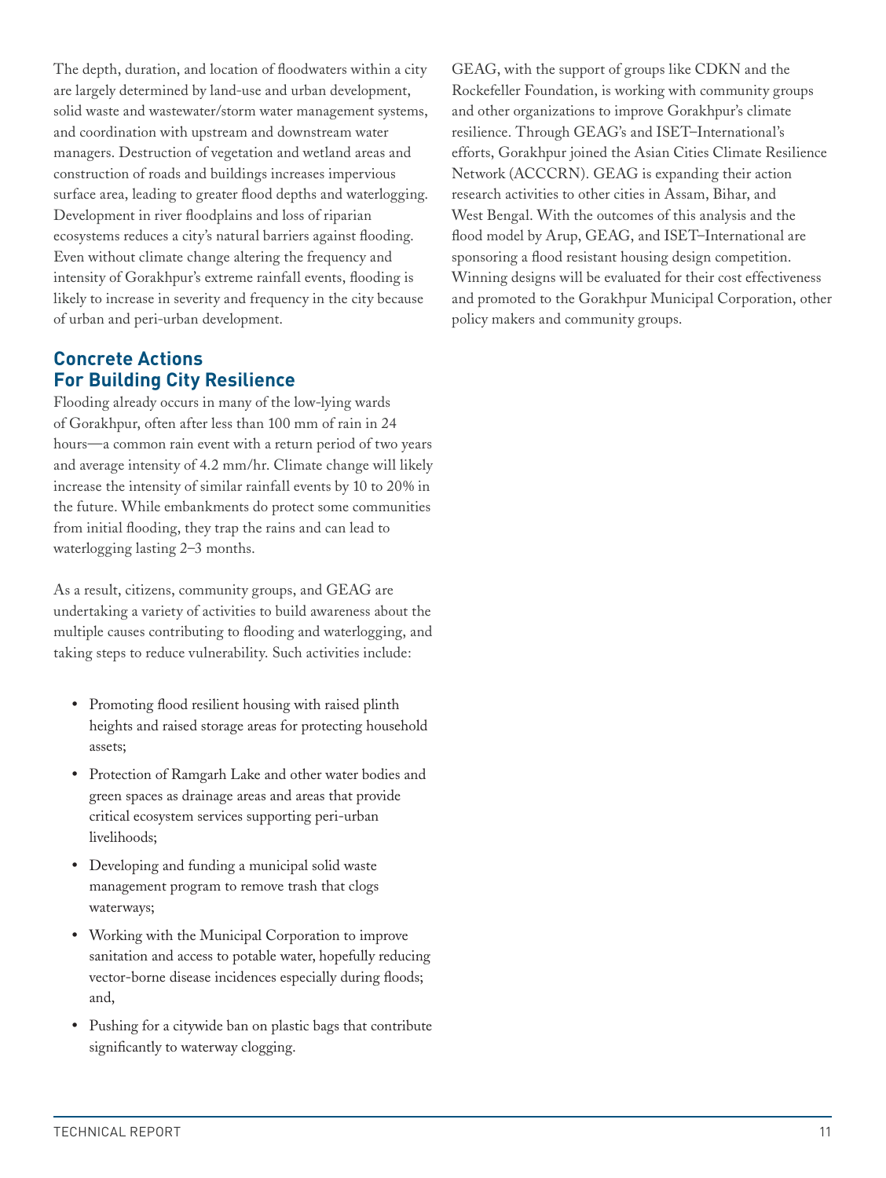The depth, duration, and location of floodwaters within a city are largely determined by land-use and urban development, solid waste and wastewater/storm water management systems, and coordination with upstream and downstream water managers. Destruction of vegetation and wetland areas and construction of roads and buildings increases impervious surface area, leading to greater flood depths and waterlogging. Development in river floodplains and loss of riparian ecosystems reduces a city's natural barriers against flooding. Even without climate change altering the frequency and intensity of Gorakhpur's extreme rainfall events, flooding is likely to increase in severity and frequency in the city because of urban and peri-urban development.

## Concrete Actions For Building City Resilience

Flooding already occurs in many of the low-lying wards of Gorakhpur, often after less than 100 mm of rain in 24 hours—a common rain event with a return period of two years and average intensity of 4.2 mm/hr. Climate change will likely increase the intensity of similar rainfall events by 10 to 20% in the future. While embankments do protect some communities from initial flooding, they trap the rains and can lead to waterlogging lasting 2–3 months.

As a result, citizens, community groups, and GEAG are undertaking a variety of activities to build awareness about the multiple causes contributing to flooding and waterlogging, and taking steps to reduce vulnerability. Such activities include:

- Promoting flood resilient housing with raised plinth heights and raised storage areas for protecting household assets;
- Protection of Ramgarh Lake and other water bodies and green spaces as drainage areas and areas that provide critical ecosystem services supporting peri-urban livelihoods;
- Developing and funding a municipal solid waste management program to remove trash that clogs waterways;
- Working with the Municipal Corporation to improve sanitation and access to potable water, hopefully reducing vector-borne disease incidences especially during floods; and,
- Pushing for a citywide ban on plastic bags that contribute significantly to waterway clogging.

GEAG, with the support of groups like CDKN and the Rockefeller Foundation, is working with community groups and other organizations to improve Gorakhpur's climate resilience. Through GEAG's and ISET–International's efforts, Gorakhpur joined the Asian Cities Climate Resilience Network (ACCCRN). GEAG is expanding their action research activities to other cities in Assam, Bihar, and West Bengal. With the outcomes of this analysis and the flood model by Arup, GEAG, and ISET–International are sponsoring a flood resistant housing design competition. Winning designs will be evaluated for their cost effectiveness and promoted to the Gorakhpur Municipal Corporation, other policy makers and community groups.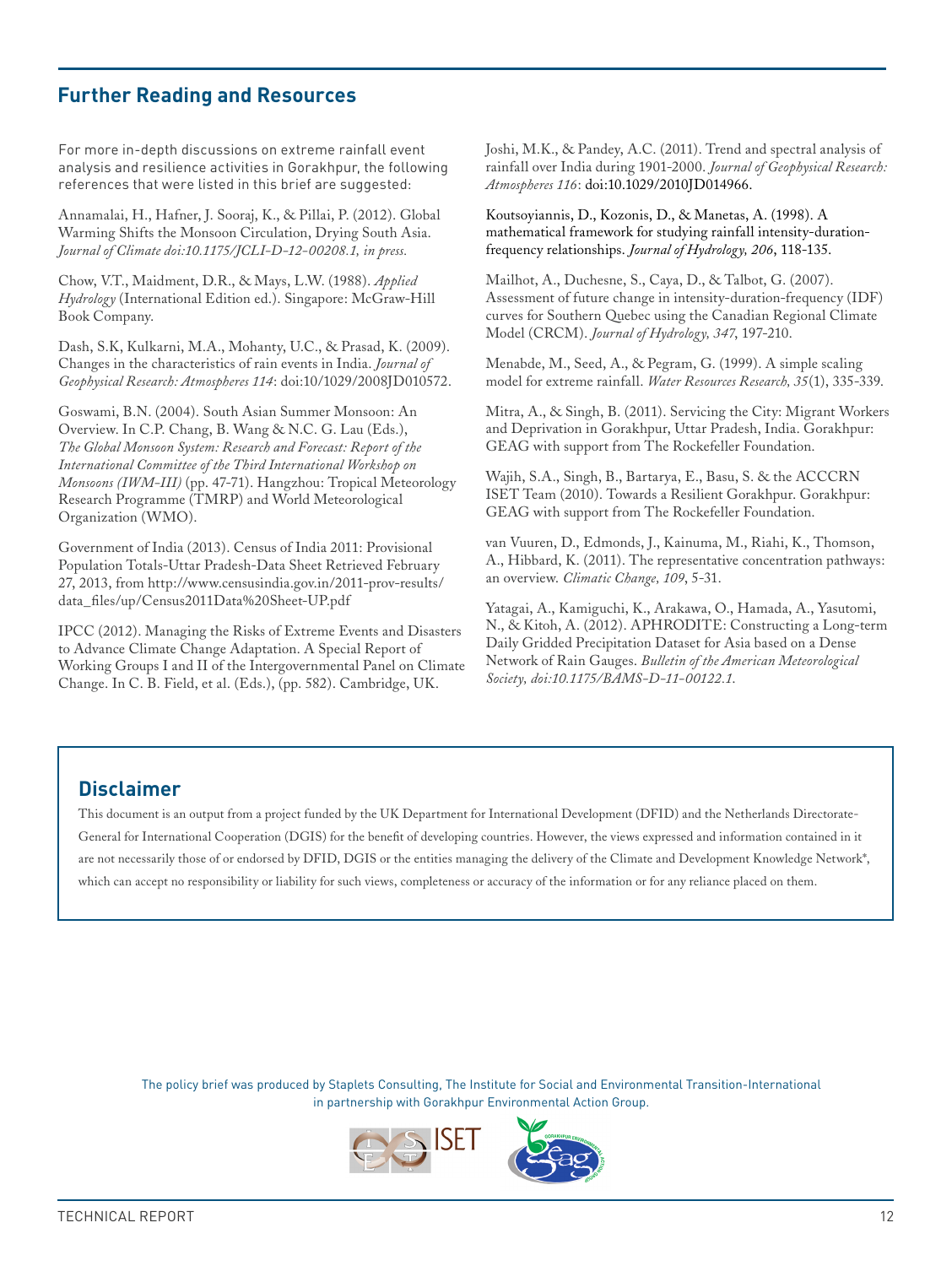## Further Reading and Resources

For more in-depth discussions on extreme rainfall event analysis and resilience activities in Gorakhpur, the following references that were listed in this brief are suggested:

Annamalai, H., Hafner, J. Sooraj, K., & Pillai, P. (2012). Global Warming Shifts the Monsoon Circulation, Drying South Asia. *Journal of Climate doi:10.1175/JCLI-D-12-00208.1, in press.*

Chow, V.T., Maidment, D.R., & Mays, L.W. (1988). *Applied Hydrology* (International Edition ed.). Singapore: McGraw-Hill Book Company.

Dash, S.K, Kulkarni, M.A., Mohanty, U.C., & Prasad, K. (2009). Changes in the characteristics of rain events in India. *Journal of Geophysical Research: Atmospheres 114*: doi:10/1029/2008JD010572.

Goswami, B.N. (2004). South Asian Summer Monsoon: An Overview. In C.P. Chang, B. Wang & N.C. G. Lau (Eds.), *The Global Monsoon System: Research and Forecast: Report of the International Committee of the Third International Workshop on Monsoons (IWM-III)* (pp. 47-71). Hangzhou: Tropical Meteorology Research Programme (TMRP) and World Meteorological Organization (WMO).

Government of India (2013). Census of India 2011: Provisional Population Totals-Uttar Pradesh-Data Sheet Retrieved February 27, 2013, from http://www.censusindia.gov.in/2011-prov-results/data_files/up/Census2011Data%20Sheet-UP.pdf

IPCC (2012). Managing the Risks of Extreme Events and Disasters to Advance Climate Change Adaptation. A Special Report of Working Groups I and II of the Intergovernmental Panel on Climate Change. In C. B. Field, et al. (Eds.), (pp. 582). Cambridge, UK.

Joshi, M.K., & Pandey, A.C. (2011). Trend and spectral analysis of rainfall over India during 1901-2000. *Journal of Geophysical Research: Atmospheres 116*: doi:10.1029/2010JD014966.

Koutsoyiannis, D., Kozonis, D., & Manetas, A. (1998). A mathematical framework for studying rainfall intensity-duration-frequency relationships. *Journal of Hydrology, 206*, 118-135.

Mailhot, A., Duchesne, S., Caya, D., & Talbot, G. (2007). Assessment of future change in intensity-duration-frequency (IDF) curves for Southern Quebec using the Canadian Regional Climate Model (CRCM). *Journal of Hydrology, 347*, 197-210.

Menabde, M., Seed, A., & Pegram, G. (1999). A simple scaling model for extreme rainfall. *Water Resources Research, 35*(1), 335-339.

Mitra, A., & Singh, B. (2011). Servicing the City: Migrant Workers and Deprivation in Gorakhpur, Uttar Pradesh, India. Gorakhpur: GEAG with support from The Rockefeller Foundation.

Wajih, S.A., Singh, B., Bartarya, E., Basu, S. & the ACCCRN ISET Team (2010). Towards a Resilient Gorakhpur. Gorakhpur: GEAG with support from The Rockefeller Foundation.

van Vuuren, D., Edmonds, J., Kainuma, M., Riahi, K., Thomson, A., Hibbard, K. (2011). The representative concentration pathways: an overview. *Climatic Change, 109*, 5-31.

Yatagai, A., Kamiguchi, K., Arakawa, O., Hamada, A., Yasutomi, N., & Kitoh, A. (2012). APHRODITE: Constructing a Long-term Daily Gridded Precipitation Dataset for Asia based on a Dense Network of Rain Gauges. *Bulletin of the American Meteorological Society, doi:10.1175/BAMS-D-11-00122.1.*

## Disclaimer

This document is an output from a project funded by the UK Department for International Development (DFID) and the Netherlands Directorate-General for International Cooperation (DGIS) for the benefit of developing countries. However, the views expressed and information contained in it are not necessarily those of or endorsed by DFID, DGIS or the entities managing the delivery of the Climate and Development Knowledge Network*, which can accept no responsibility or liability for such views, completeness or accuracy of the information or for any reliance placed on them.

The policy brief was produced by Staplets Consulting, The Institute for Social and Environmental Transition-International in partnership with Gorakhpur Environmental Action Group.